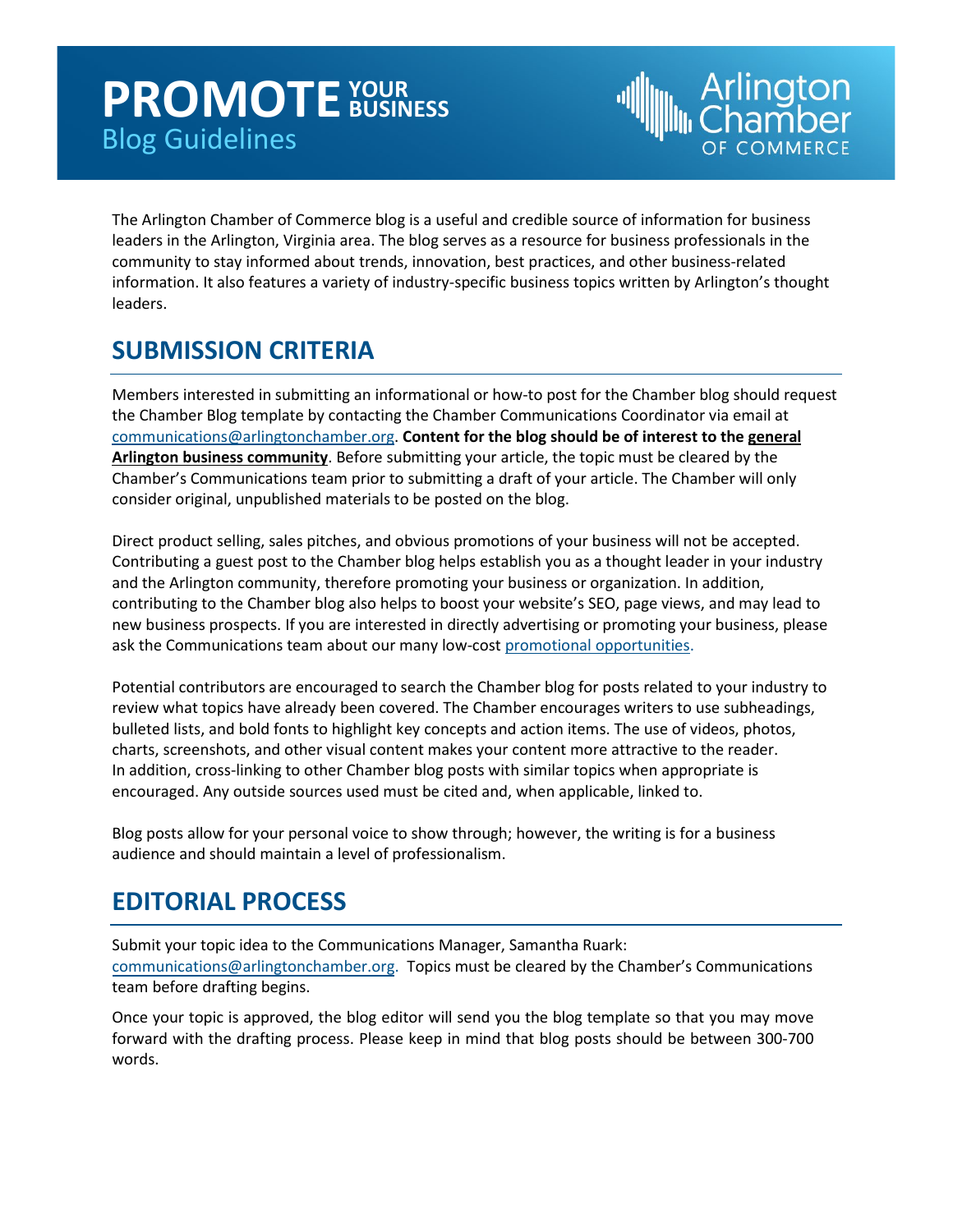# PROMOTE YOUR BUSINESS
## Blog Guidelines

Arlington Chamber OF COMMERCE

The Arlington Chamber of Commerce blog is a useful and credible source of information for business leaders in the Arlington, Virginia area. The blog serves as a resource for business professionals in the community to stay informed about trends, innovation, best practices, and other business-related information. It also features a variety of industry-specific business topics written by Arlington's thought leaders.

## SUBMISSION CRITERIA

Members interested in submitting an informational or how-to post for the Chamber blog should request the Chamber Blog template by contacting the Chamber Communications Coordinator via email at communications@arlingtonchamber.org. **Content for the blog should be of interest to the general Arlington business community**. Before submitting your article, the topic must be cleared by the Chamber's Communications team prior to submitting a draft of your article. The Chamber will only consider original, unpublished materials to be posted on the blog.

Direct product selling, sales pitches, and obvious promotions of your business will not be accepted. Contributing a guest post to the Chamber blog helps establish you as a thought leader in your industry and the Arlington community, therefore promoting your business or organization. In addition, contributing to the Chamber blog also helps to boost your website's SEO, page views, and may lead to new business prospects. If you are interested in directly advertising or promoting your business, please ask the Communications team about our many low-cost promotional opportunities.

Potential contributors are encouraged to search the Chamber blog for posts related to your industry to review what topics have already been covered. The Chamber encourages writers to use subheadings, bulleted lists, and bold fonts to highlight key concepts and action items. The use of videos, photos, charts, screenshots, and other visual content makes your content more attractive to the reader. In addition, cross-linking to other Chamber blog posts with similar topics when appropriate is encouraged. Any outside sources used must be cited and, when applicable, linked to.

Blog posts allow for your personal voice to show through; however, the writing is for a business audience and should maintain a level of professionalism.

## EDITORIAL PROCESS

Submit your topic idea to the Communications Manager, Samantha Ruark: communications@arlingtonchamber.org. Topics must be cleared by the Chamber's Communications team before drafting begins.

Once your topic is approved, the blog editor will send you the blog template so that you may move forward with the drafting process. Please keep in mind that blog posts should be between 300-700 words.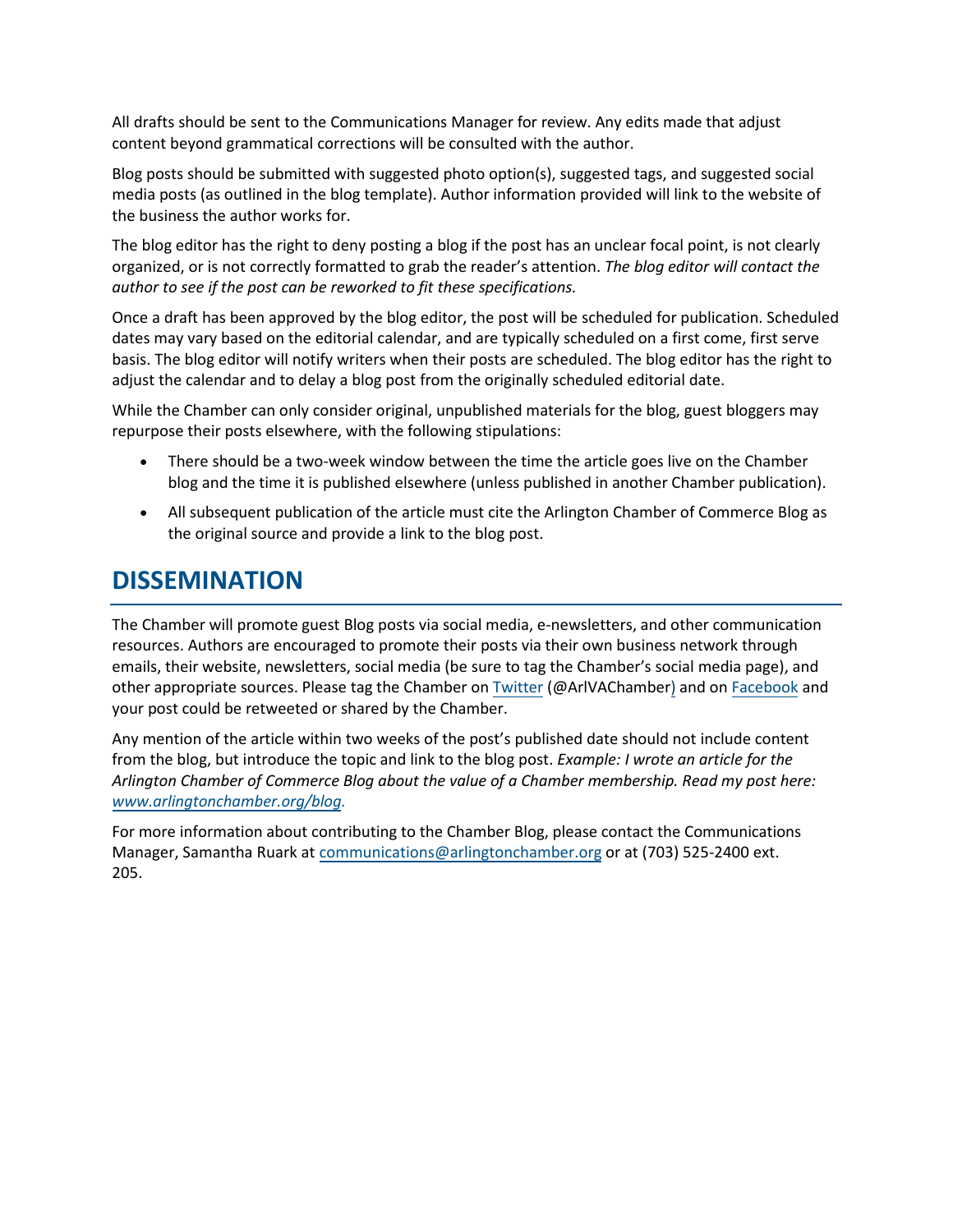All drafts should be sent to the Communications Manager for review. Any edits made that adjust content beyond grammatical corrections will be consulted with the author.

Blog posts should be submitted with suggested photo option(s), suggested tags, and suggested social media posts (as outlined in the blog template). Author information provided will link to the website of the business the author works for.

The blog editor has the right to deny posting a blog if the post has an unclear focal point, is not clearly organized, or is not correctly formatted to grab the reader's attention. *The blog editor will contact the author to see if the post can be reworked to fit these specifications.*

Once a draft has been approved by the blog editor, the post will be scheduled for publication. Scheduled dates may vary based on the editorial calendar, and are typically scheduled on a first come, first serve basis. The blog editor will notify writers when their posts are scheduled. The blog editor has the right to adjust the calendar and to delay a blog post from the originally scheduled editorial date.

While the Chamber can only consider original, unpublished materials for the blog, guest bloggers may repurpose their posts elsewhere, with the following stipulations:

- There should be a two-week window between the time the article goes live on the Chamber blog and the time it is published elsewhere (unless published in another Chamber publication).
- All subsequent publication of the article must cite the Arlington Chamber of Commerce Blog as the original source and provide a link to the blog post.

## DISSEMINATION

The Chamber will promote guest Blog posts via social media, e-newsletters, and other communication resources. Authors are encouraged to promote their posts via their own business network through emails, their website, newsletters, social media (be sure to tag the Chamber's social media page), and other appropriate sources. Please tag the Chamber on Twitter (@ArlVAChamber) and on Facebook and your post could be retweeted or shared by the Chamber.

Any mention of the article within two weeks of the post's published date should not include content from the blog, but introduce the topic and link to the blog post. *Example: I wrote an article for the Arlington Chamber of Commerce Blog about the value of a Chamber membership. Read my post here: www.arlingtonchamber.org/blog.*

For more information about contributing to the Chamber Blog, please contact the Communications Manager, Samantha Ruark at communications@arlingtonchamber.org or at (703) 525-2400 ext. 205.